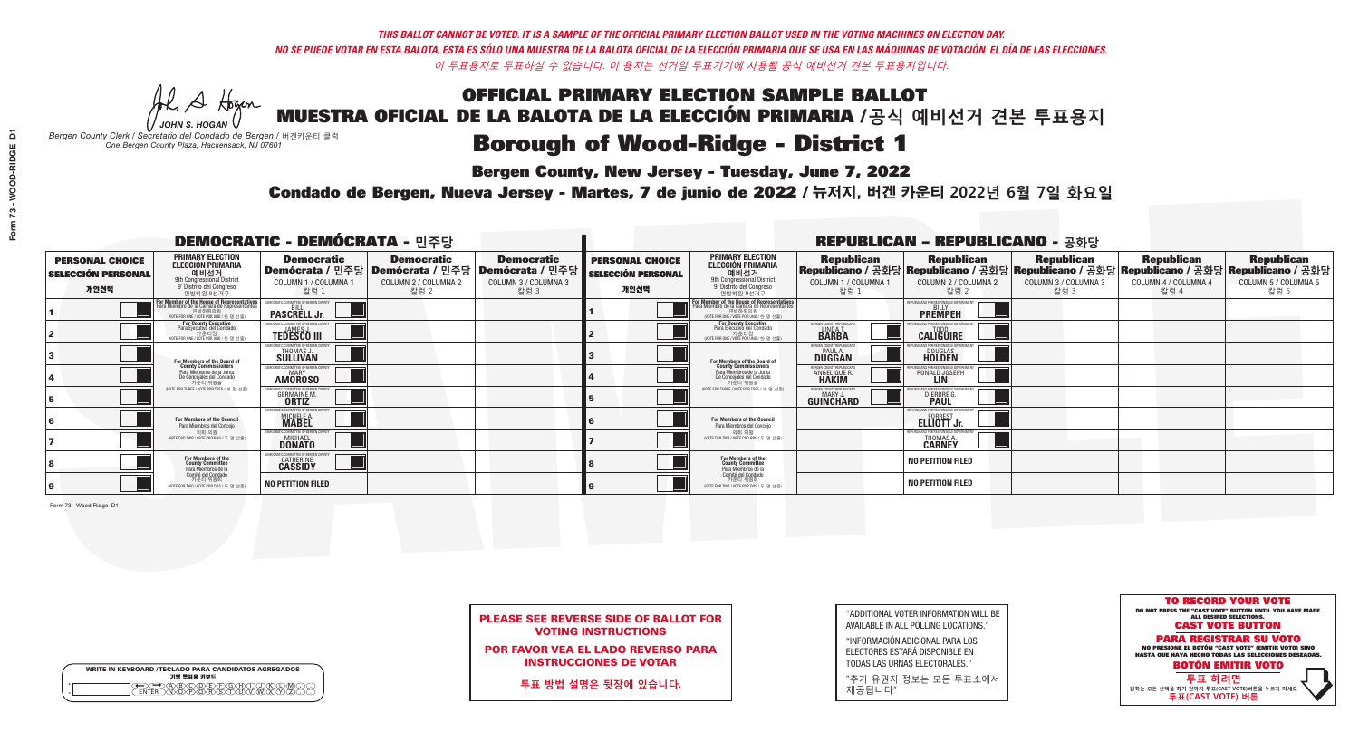*THIS BALLOT CANNOT BE VOTED. IT IS A SAMPLE OF THE OFFICIAL PRIMARY ELECTION BALLOT USED IN THE VOTING MACHINES ON ELECTION DAY.*
*NO SE PUEDE VOTAR EN ESTA BALOTA. ESTA ES SÓLO UNA MUESTRA DE LA BALOTA OFICIAL DE LA ELECCIÓN PRIMARIA QUE SE USA EN LAS MÁQUINAS DE VOTACIÓN EL DÍA DE LAS ELECCIONES.*
*이 투표용지로 투표하실 수 없습니다. 이 용지는 선거일 투표기기에 사용될 공식 예비선거 견본 투표용지입니다.*

JOHN S. HOGAN
*Bergen County Clerk / Secretario del Condado de Bergen / 버겐카운티 클럭*
*One Bergen County Plaza, Hackensack, NJ 07601*

# OFFICIAL PRIMARY ELECTION SAMPLE BALLOT
# MUESTRA OFICIAL DE LA BALOTA DE LA ELECCIÓN PRIMARIA / 공식 예비선거 견본 투표용지

## Borough of Wood-Ridge - District 1

**Bergen County, New Jersey - Tuesday, June 7, 2022**

**Condado de Bergen, Nueva Jersey - Martes, 7 de junio de 2022 / 뉴저지, 버겐 카운티 2022년 6월 7일 화요일**

### DEMOCRATIC - DEMÓCRATA - 민주당

| PERSONAL CHOICE / SELECCIÓN PERSONAL / 개인선택 | PRIMARY ELECTION / ELECCIÓN PRIMARIA / 예비선거 / 9th Congressional District / 9° Distrito del Congreso / 연방하원 9선거구 | Democratic / Demócrata / 민주당 COLUMN 1 / COLUMNA 1 / 칼럼 1 | Democratic / Demócrata / 민주당 COLUMN 2 / COLUMNA 2 / 칼럼 2 | Democratic / Demócrata / 민주당 COLUMN 3 / COLUMNA 3 / 칼럼 3 |
|---|---|---|---|---|
| 1 | For Member of the House of Representatives / Para Miembro de la Cámara de Representantes / 연방하원의원 (VOTE FOR ONE / VOTE POR UNO / 한 명 선출) | BILL PASCRELL Jr. | | |
| 2 | For County Executive / Para Ejecutivo del Condado / 카운티장 (VOTE FOR ONE / VOTE POR UNO / 한 명 선출) | JAMES J. TEDESCO III | | |
| 3 | For Members of the Board of County Commissioners / Para Miembros de la Junta De Concejales del Condado / 카운티 위원들 (VOTE FOR THREE / VOTE POR TRES / 세 명 선출) | THOMAS J. SULLIVAN | | |
| 4 | | MARY AMOROSO | | |
| 5 | | GERMAINE M. ORTIZ | | |
| 6 | For Members of the Council / Para Miembros del Concejo / 의회 의원 (VOTE FOR TWO / VOTE POR DOS / 두 명 선출) | MICHELE A. MABEL | | |
| 7 | | MICHAEL DONATO | | |
| 8 | For Members of the County Committee / Para Miembros de la Comité del Condado / 카운티 위원회 (VOTE FOR TWO / VOTE POR DOS / 두 명 선출) | CATHERINE CASSIDY | | |
| 9 | | NO PETITION FILED | | |

### REPUBLICAN - REPUBLICANO - 공화당

| PERSONAL CHOICE / SELECCIÓN PERSONAL / 개인선택 | PRIMARY ELECTION / ELECCIÓN PRIMARIA / 예비선거 / 9th Congressional District / 9° Distrito del Congreso / 연방하원 9선거구 | Republican / Republicano / 공화당 COLUMN 1 / COLUMNA 1 / 칼럼 1 | Republican / Republicano / 공화당 COLUMN 2 / COLUMNA 2 / 칼럼 2 | Republican / Republicano / 공화당 COLUMN 3 / COLUMNA 3 / 칼럼 3 | Republican / Republicano / 공화당 COLUMN 4 / COLUMNA 4 / 칼럼 4 | Republican / Republicano / 공화당 COLUMN 5 / COLUMNA 5 / 칼럼 5 |
|---|---|---|---|---|---|---|
| 1 | For Member of the House of Representatives / Para Miembro de la Cámara de Representantes / 연방하원의원 (VOTE FOR ONE / VOTE POR UNO / 한 명 선출) | | BILLY PREMPEH | | | |
| 2 | For County Executive / Para Ejecutivo del Condado / 카운티장 (VOTE FOR ONE / VOTE POR UNO / 한 명 선출) | LINDA T. BARBA | TODD CALIGUIRE | | | |
| 3 | For Members of the Board of County Commissioners / Para Miembros de la Junta De Concejales del Condado / 카운티 위원들 (VOTE FOR THREE / VOTE POR TRES / 세 명 선출) | PAUL A. DUGGAN | DOUGLAS HOLDEN | | | |
| 4 | | ANGELIQUE R. HAKIM | RONALD JOSEPH LIN | | | |
| 5 | | MARY J. GUINCHARD | DIERDRE G. PAUL | | | |
| 6 | For Members of the Council / Para Miembros del Concejo / 의회 의원 (VOTE FOR TWO / VOTE POR DOS / 두 명 선출) | | FORREST ELLIOTT Jr. | | | |
| 7 | | | THOMAS A. CARNEY | | | |
| 8 | For Members of the County Committee / Para Miembros de la Comité del Condado / 카운티 위원회 (VOTE FOR TWO / VOTE POR DOS / 두 명 선출) | | NO PETITION FILED | | | |
| 9 | | | NO PETITION FILED | | | |

Form 73 - Wood-Ridge D1

**PLEASE SEE REVERSE SIDE OF BALLOT FOR VOTING INSTRUCTIONS**

**POR FAVOR VEA EL LADO REVERSO PARA INSTRUCCIONES DE VOTAR**

**투표 방법 설명은 뒷장에 있습니다.**

"ADDITIONAL VOTER INFORMATION WILL BE AVAILABLE IN ALL POLLING LOCATIONS."

"INFORMACIÓN ADICIONAL PARA LOS ELECTORES ESTARÁ DISPONIBLE EN TODAS LAS URNAS ELECTORALES."

"추가 유권자 정보는 모든 투표소에서 제공됩니다"

WRITE-IN KEYBOARD / TECLADO PARA CANDIDATOS AGREGADOS / 기명 투표용 키보드

**TO RECORD YOUR VOTE**
DO NOT PRESS THE "CAST VOTE" BUTTON UNTIL YOU HAVE MADE ALL DESIRED SELECTIONS.
**CAST VOTE BUTTON**

**PARA REGISTRAR SU VOTO**
NO PRESIONE EL BOTÓN "CAST VOTE" (EMITIR VOTO) SINO HASTA QUE HAYA HECHO TODAS LAS SELECCIONES DESEADAS.
**BOTÓN EMITIR VOTO**

**투표 하려면**
원하는 모든 선택을 하기 전까지 투표(CAST VOTE)버튼을 누르지 마세요
**투표(CAST VOTE) 버튼**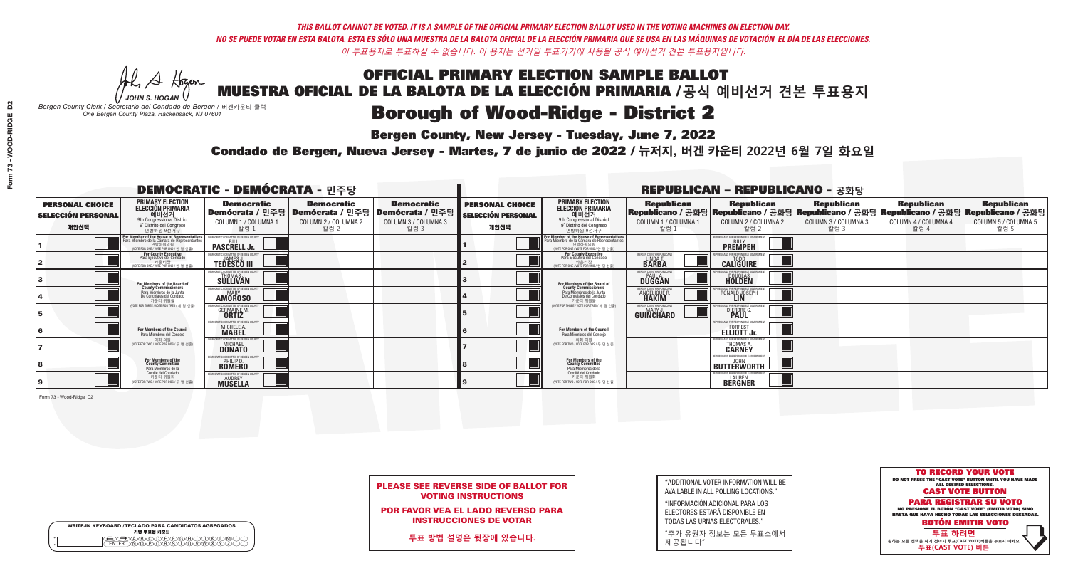*THIS BALLOT CANNOT BE VOTED. IT IS A SAMPLE OF THE OFFICIAL PRIMARY ELECTION BALLOT USED IN THE VOTING MACHINES ON ELECTION DAY.*
*NO SE PUEDE VOTAR EN ESTA BALOTA. ESTA ES SÓLO UNA MUESTRA DE LA BALOTA OFICIAL DE LA ELECCIÓN PRIMARIA QUE SE USA EN LAS MÁQUINAS DE VOTACIÓN EL DÍA DE LAS ELECCIONES.*
*이 투표용지로 투표하실 수 없습니다. 이 용지는 선거일 투표기기에 사용될 공식 예비선거 견본 투표용지입니다.*

JOHN S. HOGAN
*Bergen County Clerk / Secretario del Condado de Bergen / 버겐카운티 클럭*
*One Bergen County Plaza, Hackensack, NJ 07601*

# OFFICIAL PRIMARY ELECTION SAMPLE BALLOT
# MUESTRA OFICIAL DE LA BALOTA DE LA ELECCIÓN PRIMARIA /공식 예비선거 견본 투표용지
# Borough of Wood-Ridge - District 2

**Bergen County, New Jersey - Tuesday, June 7, 2022**
**Condado de Bergen, Nueva Jersey - Martes, 7 de junio de 2022 / 뉴저지, 버겐 카운티 2022년 6월 7일 화요일**

## DEMOCRATIC - DEMÓCRATA - 민주당

| PERSONAL CHOICE / SELECCIÓN PERSONAL / 개인선택 | PRIMARY ELECTION / ELECCIÓN PRIMARIA / 예비선거 (9th Congressional District / 9° Distrito del Congreso / 연방하원 9선거구) | Democratic / Demócrata / 민주당 COLUMN 1 / COLUMNA 1 / 칼럼 1 | Democratic / Demócrata / 민주당 COLUMN 2 / COLUMNA 2 / 칼럼 2 | Democratic / Demócrata / 민주당 COLUMN 3 / COLUMNA 3 / 칼럼 3 |
|---|---|---|---|---|
| 1 | For Member of the House of Representatives / Para Miembro de la Cámara de Representantes / 연방하원의원 (VOTE FOR ONE / VOTE POR UNO / 한 명 선출) | BILL PASCRELL Jr. | | |
| 2 | For County Executive / Para Ejecutivo del Condado / 카운티장 (VOTE FOR ONE / VOTE POR UNO / 한 명 선출) | JAMES J. TEDESCO III | | |
| 3 | For Members of the Board of County Commissioners / Para Miembros de la Junta De Concejales del Condado / 카운티 위원들 (VOTE FOR THREE / VOTE POR TRES / 세 명 선출) | THOMAS J. SULLIVAN | | |
| 4 | | MARY AMOROSO | | |
| 5 | | GERMAINE M. ORTIZ | | |
| 6 | For Members of the Council / Para Miembros del Concejo / 의회 의원 (VOTE FOR TWO / VOTE POR DOS / 두 명 선출) | MICHELE A. MABEL | | |
| 7 | | MICHAEL DONATO | | |
| 8 | For Members of the County Committee / Para Miembros de la Comité del Condado / 카운티 위원회 (VOTE FOR TWO / VOTE POR DOS / 두 명 선출) | PHILIP D. ROMERO | | |
| 9 | | AUDREY MUSELLA | | |

## REPUBLICAN - REPUBLICANO - 공화당

| PERSONAL CHOICE / SELECCIÓN PERSONAL / 개인선택 | PRIMARY ELECTION / ELECCIÓN PRIMARIA / 예비선거 (9th Congressional District / 9° Distrito del Congreso / 연방하원 9선거구) | Republican / Republicano / 공화당 COLUMN 1 / COLUMNA 1 / 칼럼 1 | Republican / Republicano / 공화당 COLUMN 2 / COLUMNA 2 / 칼럼 2 | Republican / Republicano / 공화당 COLUMN 3 / COLUMNA 3 / 칼럼 3 | Republican / Republicano / 공화당 COLUMN 4 / COLUMNA 4 / 칼럼 4 | Republican / Republicano / 공화당 COLUMN 5 / COLUMNA 5 / 칼럼 5 |
|---|---|---|---|---|---|---|
| 1 | For Member of the House of Representatives / Para Miembro de la Cámara de Representantes / 연방하원의원 (VOTE FOR ONE / VOTE POR UNO / 한 명 선출) | | BILLY PREMPEH | | | |
| 2 | For County Executive / Para Ejecutivo del Condado / 카운티장 (VOTE FOR ONE / VOTE POR UNO / 한 명 선출) | LINDA T. BARBA | TODD CALIGUIRE | | | |
| 3 | For Members of the Board of County Commissioners / Para Miembros de la Junta De Concejales del Condado / 카운티 위원들 (VOTE FOR THREE / VOTE POR TRES / 세 명 선출) | PAUL A. DUGGAN | DOUGLAS HOLDEN | | | |
| 4 | | ANGELIQUE R. HAKIM | RONALD JOSEPH LIN | | | |
| 5 | | MARY J. GUINCHARD | DIERDRE G. PAUL | | | |
| 6 | For Members of the Council / Para Miembros del Concejo / 의회 의원 (VOTE FOR TWO / VOTE POR DOS / 두 명 선출) | | FORREST ELLIOTT Jr. | | | |
| 7 | | | THOMAS A. CARNEY | | | |
| 8 | For Members of the County Committee / Para Miembros de la Comité del Condado / 카운티 위원회 (VOTE FOR TWO / VOTE POR DOS / 두 명 선출) | | JOHN BUTTERWORTH | | | |
| 9 | | | LAUREN BERGNER | | | |

Form 73 - Wood-Ridge D2

WRITE-IN KEYBOARD /TECLADO PARA CANDIDATOS AGREGADOS
기명 투표용 키보드

**PLEASE SEE REVERSE SIDE OF BALLOT FOR VOTING INSTRUCTIONS**

**POR FAVOR VEA EL LADO REVERSO PARA INSTRUCCIONES DE VOTAR**

**투표 방법 설명은 뒷장에 있습니다.**

"ADDITIONAL VOTER INFORMATION WILL BE AVAILABLE IN ALL POLLING LOCATIONS."

"INFORMACIÓN ADICIONAL PARA LOS ELECTORES ESTARÁ DISPONIBLE EN TODAS LAS URNAS ELECTORALES."

"추가 유권자 정보는 모든 투표소에서 제공됩니다"

**TO RECORD YOUR VOTE**
DO NOT PRESS THE "CAST VOTE" BUTTON UNTIL YOU HAVE MADE ALL DESIRED SELECTIONS.
**CAST VOTE BUTTON**

**PARA REGISTRAR SU VOTO**
NO PRESIONE EL BOTÓN "CAST VOTE" (EMITIR VOTO) SINO HASTA QUE HAYA HECHO TODAS LAS SELECCIONES DESEADAS.
**BOTÓN EMITIR VOTO**

**투표 하려면**
원하는 모든 선택을 하기 전까지 투표(CAST VOTE)버튼을 누르지 마세요
**투표(CAST VOTE) 버튼**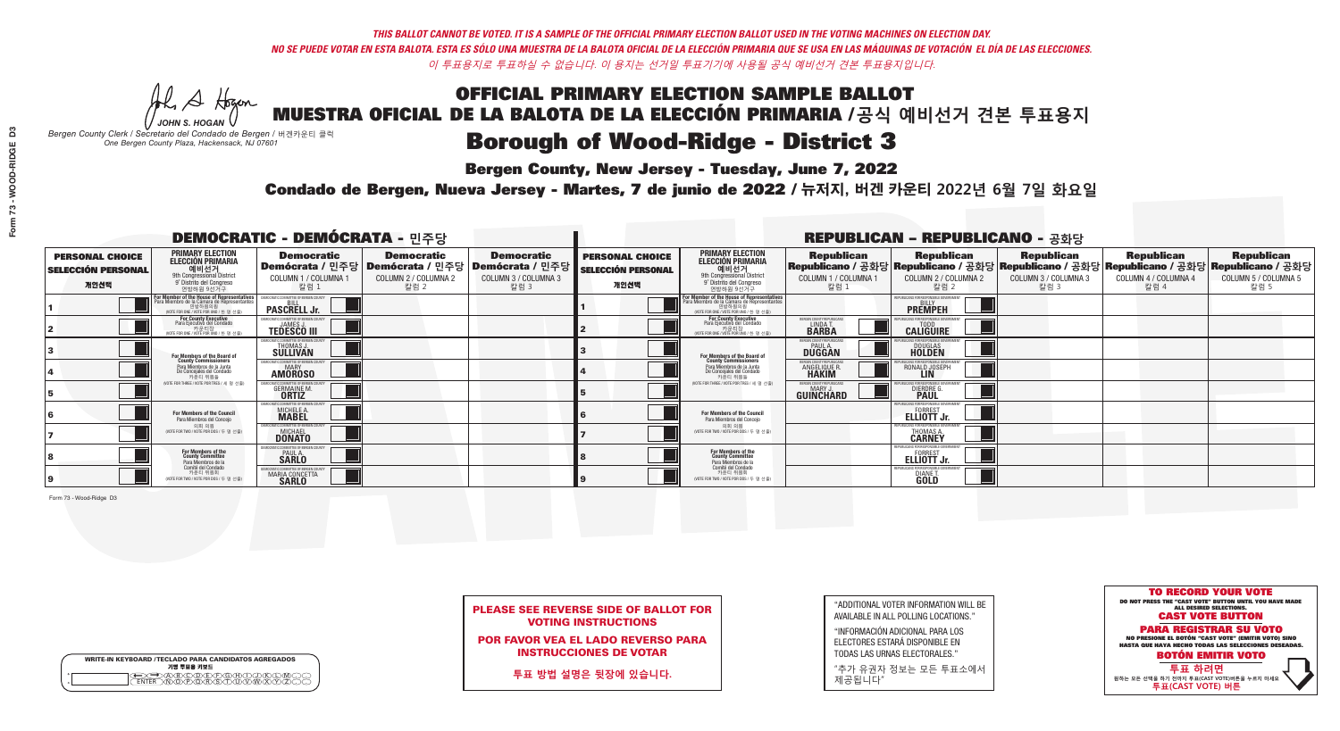*THIS BALLOT CANNOT BE VOTED. IT IS A SAMPLE OF THE OFFICIAL PRIMARY ELECTION BALLOT USED IN THE VOTING MACHINES ON ELECTION DAY.*
*NO SE PUEDE VOTAR EN ESTA BALOTA. ESTA ES SÓLO UNA MUESTRA DE LA BALOTA OFICIAL DE LA ELECCIÓN PRIMARIA QUE SE USA EN LAS MÁQUINAS DE VOTACIÓN EL DÍA DE LAS ELECCIONES.*
*이 투표용지로 투표하실 수 없습니다. 이 용지는 선거일 투표기기에 사용될 공식 예비선거 견본 투표용지입니다.*

# OFFICIAL PRIMARY ELECTION SAMPLE BALLOT
# MUESTRA OFICIAL DE LA BALOTA DE LA ELECCIÓN PRIMARIA /공식 예비선거 견본 투표용지

JOHN S. HOGAN
*Bergen County Clerk / Secretario del Condado de Bergen /* 버겐카운티 클럭
*One Bergen County Plaza, Hackensack, NJ 07601*

## Borough of Wood-Ridge - District 3

**Bergen County, New Jersey - Tuesday, June 7, 2022**

**Condado de Bergen, Nueva Jersey - Martes, 7 de junio de 2022 / 뉴저지, 버겐 카운티 2022년 6월 7일 화요일**

### DEMOCRATIC - DEMÓCRATA - 민주당

| PERSONAL CHOICE / SELECCIÓN PERSONAL / 개인선택 | PRIMARY ELECTION / ELECCIÓN PRIMARIA / 예비선거 (9th Congressional District / 9° Distrito del Congreso / 연방하원 9선거구) | Democratic / Demócrata / 민주당 COLUMN 1 / COLUMNA 1 / 칼럼 1 | Democratic / Demócrata / 민주당 COLUMN 2 / COLUMNA 2 / 칼럼 2 | Democratic / Demócrata / 민주당 COLUMN 3 / COLUMNA 3 / 칼럼 3 |
|---|---|---|---|---|
| 1 | For Member of the House of Representatives / Para Miembro de la Cámara de Representantes / 연방하원의원 (VOTE FOR ONE / VOTE POR UNO / 한 명 선출) | BILL PASCRELL Jr. | | |
| 2 | For County Executive / Para Ejecutivo del Condado / 카운티장 (VOTE FOR ONE / VOTE POR UNO / 한 명 선출) | JAMES J. TEDESCO III | | |
| 3 | For Members of the Board of County Commissioners / Para Miembros de la Junta De Concejales del Condado / 카운티 위원들 (VOTE FOR THREE / VOTE POR TRES / 세 명 선출) | THOMAS J. SULLIVAN | | |
| 4 | | MARY AMOROSO | | |
| 5 | | GERMAINE M. ORTIZ | | |
| 6 | For Members of the Council / Para Miembros del Concejo / 의회 의원 (VOTE FOR TWO / VOTE POR DOS / 두 명 선출) | MICHELE A. MABEL | | |
| 7 | | MICHAEL DONATO | | |
| 8 | For Members of the County Committee / Para Miembros de la Comité del Condado / 카운티 위원회 (VOTE FOR TWO / VOTE POR DOS / 두 명 선출) | PAUL A. SARLO | | |
| 9 | | MARIA CONCETTA SARLO | | |

### REPUBLICAN - REPUBLICANO - 공화당

| PERSONAL CHOICE / SELECCIÓN PERSONAL / 개인선택 | PRIMARY ELECTION / ELECCIÓN PRIMARIA / 예비선거 (9th Congressional District / 9° Distrito del Congreso / 연방하원 9선거구) | Republican / Republicano / 공화당 COLUMN 1 / COLUMNA 1 / 칼럼 1 | Republican / Republicano / 공화당 COLUMN 2 / COLUMNA 2 / 칼럼 2 | Republican / Republicano / 공화당 COLUMN 3 / COLUMNA 3 / 칼럼 3 | Republican / Republicano / 공화당 COLUMN 4 / COLUMNA 4 / 칼럼 4 | Republican / Republicano / 공화당 COLUMN 5 / COLUMNA 5 / 칼럼 5 |
|---|---|---|---|---|---|---|
| 1 | For Member of the House of Representatives / Para Miembro de la Cámara de Representantes / 연방하원의원 (VOTE FOR ONE / VOTE POR UNO / 한 명 선출) | | BILLY PREMPEH | | | |
| 2 | For County Executive / Para Ejecutivo del Condado / 카운티장 (VOTE FOR ONE / VOTE POR UNO / 한 명 선출) | LINDA T. BARBA | TODD CALIGUIRE | | | |
| 3 | For Members of the Board of County Commissioners / Para Miembros de la Junta De Concejales del Condado / 카운티 위원들 (VOTE FOR THREE / VOTE POR TRES / 세 명 선출) | PAUL A. DUGGAN | DOUGLAS HOLDEN | | | |
| 4 | | ANGELIQUE R. HAKIM | RONALD JOSEPH LIN | | | |
| 5 | | MARY J. GUINCHARD | DIERDRE G. PAUL | | | |
| 6 | For Members of the Council / Para Miembros del Concejo / 의회 의원 (VOTE FOR TWO / VOTE POR DOS / 두 명 선출) | | FORREST ELLIOTT Jr. | | | |
| 7 | | | THOMAS A. CARNEY | | | |
| 8 | For Members of the County Committee / Para Miembros de la Comité del Condado / 카운티 위원회 (VOTE FOR TWO / VOTE POR DOS / 두 명 선출) | | FORREST ELLIOTT Jr. | | | |
| 9 | | | DIANE T. GOLD | | | |

Form 73 - Wood-Ridge D3

**PLEASE SEE REVERSE SIDE OF BALLOT FOR VOTING INSTRUCTIONS**

**POR FAVOR VEA EL LADO REVERSO PARA INSTRUCCIONES DE VOTAR**

**투표 방법 설명은 뒷장에 있습니다.**

"ADDITIONAL VOTER INFORMATION WILL BE AVAILABLE IN ALL POLLING LOCATIONS."

"INFORMACIÓN ADICIONAL PARA LOS ELECTORES ESTARÁ DISPONIBLE EN TODAS LAS URNAS ELECTORALES."

"추가 유권자 정보는 모든 투표소에서 제공됩니다"

WRITE-IN KEYBOARD /TECLADO PARA CANDIDATOS AGREGADOS
기명 투표용 키보드

**TO RECORD YOUR VOTE**
DO NOT PRESS THE "CAST VOTE" BUTTON UNTIL YOU HAVE MADE ALL DESIRED SELECTIONS.
**CAST VOTE BUTTON**

**PARA REGISTRAR SU VOTO**
NO PRESIONE EL BOTÓN "CAST VOTE" (EMITIR VOTO) SINO HASTA QUE HAYA HECHO TODAS LAS SELECCIONES DESEADAS.
**BOTÓN EMITIR VOTO**

**투표 하려면**
원하는 모든 선택을 하기 전까지 투표(CAST VOTE)버튼을 누르지 마세요
**투표(CAST VOTE) 버튼**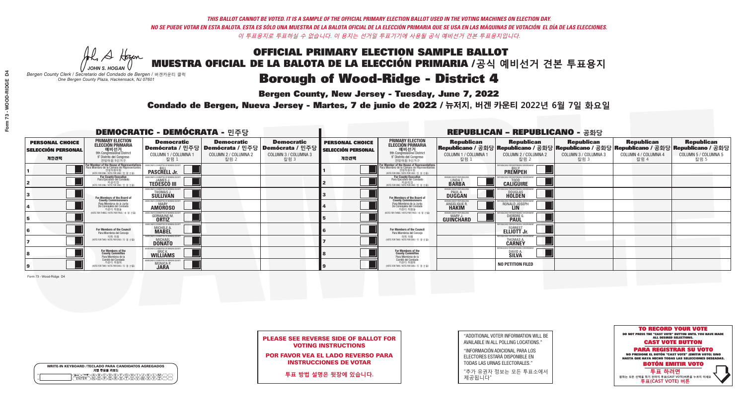THIS BALLOT CANNOT BE VOTED. IT IS A SAMPLE OF THE OFFICIAL PRIMARY ELECTION BALLOT USED IN THE VOTING MACHINES ON ELECTION DAY.
NO SE PUEDE VOTAR EN ESTA BALOTA. ESTA ES SÓLO UNA MUESTRA DE LA BALOTA OFICIAL DE LA ELECCIÓN PRIMARIA QUE SE USA EN LAS MÁQUINAS DE VOTACIÓN EL DÍA DE LAS ELECCIONES.
이 투표용지로 투표하실 수 없습니다. 이 용지는 선거일 투표기기에 사용될 공식 예비선거 견본 투표용지입니다.

JOHN S. HOGAN
Bergen County Clerk / Secretario del Condado de Bergen / 버겐카운티 클럭
One Bergen County Plaza, Hackensack, NJ 07601

# OFFICIAL PRIMARY ELECTION SAMPLE BALLOT
# MUESTRA OFICIAL DE LA BALOTA DE LA ELECCIÓN PRIMARIA /공식 예비선거 견본 투표용지
# Borough of Wood-Ridge - District 4

**Bergen County, New Jersey - Tuesday, June 7, 2022**
**Condado de Bergen, Nueva Jersey - Martes, 7 de junio de 2022 / 뉴저지, 버겐 카운티 2022년 6월 7일 화요일**

## DEMOCRATIC - DEMÓCRATA - 민주당

| PERSONAL CHOICE / SELECCIÓN PERSONAL / 개인선택 | PRIMARY ELECTION / ELECCIÓN PRIMARIA / 예비선거 / 9th Congressional District / 9° Distrito del Congreso / 연방하원 9선거구 | Democratic / Demócrata / 민주당 COLUMN 1 / COLUMNA 1 / 칼럼 1 | Democratic / Demócrata / 민주당 COLUMN 2 / COLUMNA 2 / 칼럼 2 | Democratic / Demócrata / 민주당 COLUMN 3 / COLUMNA 3 / 칼럼 3 |
|---|---|---|---|---|
| 1 | For Member of the House of Representatives / Para Miembro de la Cámara de Representantes / 연방하원의원 (VOTE FOR ONE / VOTE POR UNO / 한 명 선출) | BILL PASCRELL Jr. | | |
| 2 | For County Executive / Para Ejecutivo del Condado / 카운티장 (VOTE FOR ONE / VOTE POR UNO / 한 명 선출) | JAMES J. TEDESCO III | | |
| 3 | For Members of the Board of County Commissioners / Para Miembros de la Junta De Concejales del Condado / 카운티 위원들 (VOTE FOR THREE / VOTE POR TRES / 세 명 선출) | THOMAS J. SULLIVAN | | |
| 4 | | MARY AMOROSO | | |
| 5 | | GERMAINE M. ORTIZ | | |
| 6 | For Members of the Council / Para Miembros del Concejo / 의회 의원 (VOTE FOR TWO / VOTE POR DOS / 두 명 선출) | MICHELE A. MABEL | | |
| 7 | | MICHAEL DONATO | | |
| 8 | For Members of the County Committee / Para Miembros de la Comité del Condado / 카운티 위원회 (VOTE FOR TWO / VOTE POR DOS / 두 명 선출) | ERIC K. WILLIAMS | | |
| 9 | | MONICA P. JARA | | |

## REPUBLICAN - REPUBLICANO - 공화당

| PERSONAL CHOICE / SELECCIÓN PERSONAL / 개인선택 | PRIMARY ELECTION / ELECCIÓN PRIMARIA / 예비선거 / 9th Congressional District / 9° Distrito del Congreso / 연방하원 9선거구 | Republican / Republicano / 공화당 COLUMN 1 / COLUMNA 1 / 칼럼 1 | Republican / Republicano / 공화당 COLUMN 2 / COLUMNA 2 / 칼럼 2 | Republican / Republicano / 공화당 COLUMN 3 / COLUMNA 3 / 칼럼 3 | Republican / Republicano / 공화당 COLUMN 4 / COLUMNA 4 / 칼럼 4 | Republican / Republicano / 공화당 COLUMN 5 / COLUMNA 5 / 칼럼 5 |
|---|---|---|---|---|---|---|
| 1 | For Member of the House of Representatives / Para Miembro de la Cámara de Representantes / 연방하원의원 (VOTE FOR ONE / VOTE POR UNO / 한 명 선출) | | BILLY PREMPEH | | | |
| 2 | For County Executive / Para Ejecutivo del Condado / 카운티장 (VOTE FOR ONE / VOTE POR UNO / 한 명 선출) | LINDA T. BARBA | TODD CALIGUIRE | | | |
| 3 | For Members of the Board of County Commissioners / Para Miembros de la Junta De Concejales del Condado / 카운티 위원들 (VOTE FOR THREE / VOTE POR TRES / 세 명 선출) | PAUL A. DUGGAN | DOUGLAS HOLDEN | | | |
| 4 | | ANGELIQUE R. HAKIM | RONALD JOSEPH LIN | | | |
| 5 | | MARY J. GUINCHARD | DIERDRE G. PAUL | | | |
| 6 | For Members of the Council / Para Miembros del Concejo / 의회 의원 (VOTE FOR TWO / VOTE POR DOS / 두 명 선출) | | FORREST ELLIOTT Jr. | | | |
| 7 | | | THOMAS A. CARNEY | | | |
| 8 | For Members of the County Committee / Para Miembros de la Comité del Condado / 카운티 위원회 (VOTE FOR TWO / VOTE POR DOS / 두 명 선출) | | DAVID A. SILVA | | | |
| 9 | | | NO PETITION FILED | | | |

Form 73 - Wood-Ridge D4

WRITE-IN KEYBOARD /TECLADO PARA CANDIDATOS AGREGADOS
기명 투표용 키보드

**PLEASE SEE REVERSE SIDE OF BALLOT FOR VOTING INSTRUCTIONS**

**POR FAVOR VEA EL LADO REVERSO PARA INSTRUCCIONES DE VOTAR**

**투표 방법 설명은 뒷장에 있습니다.**

"ADDITIONAL VOTER INFORMATION WILL BE AVAILABLE IN ALL POLLING LOCATIONS."

"INFORMACIÓN ADICIONAL PARA LOS ELECTORES ESTARÁ DISPONIBLE EN TODAS LAS URNAS ELECTORALES."

"추가 유권자 정보는 모든 투표소에서 제공됩니다"

**TO RECORD YOUR VOTE**
DO NOT PRESS THE "CAST VOTE" BUTTON UNTIL YOU HAVE MADE ALL DESIRED SELECTIONS.
**CAST VOTE BUTTON**

**PARA REGISTRAR SU VOTO**
NO PRESIONE EL BOTÓN "CAST VOTE" (EMITIR VOTO) SINO HASTA QUE HAYA HECHO TODAS LAS SELECCIONES DESEADAS.
**BOTÓN EMITIR VOTO**

**투표 하려면**
원하는 모든 선택을 하기 전까지 투표(CAST VOTE)버튼을 누르지 마세요
**투표(CAST VOTE) 버튼**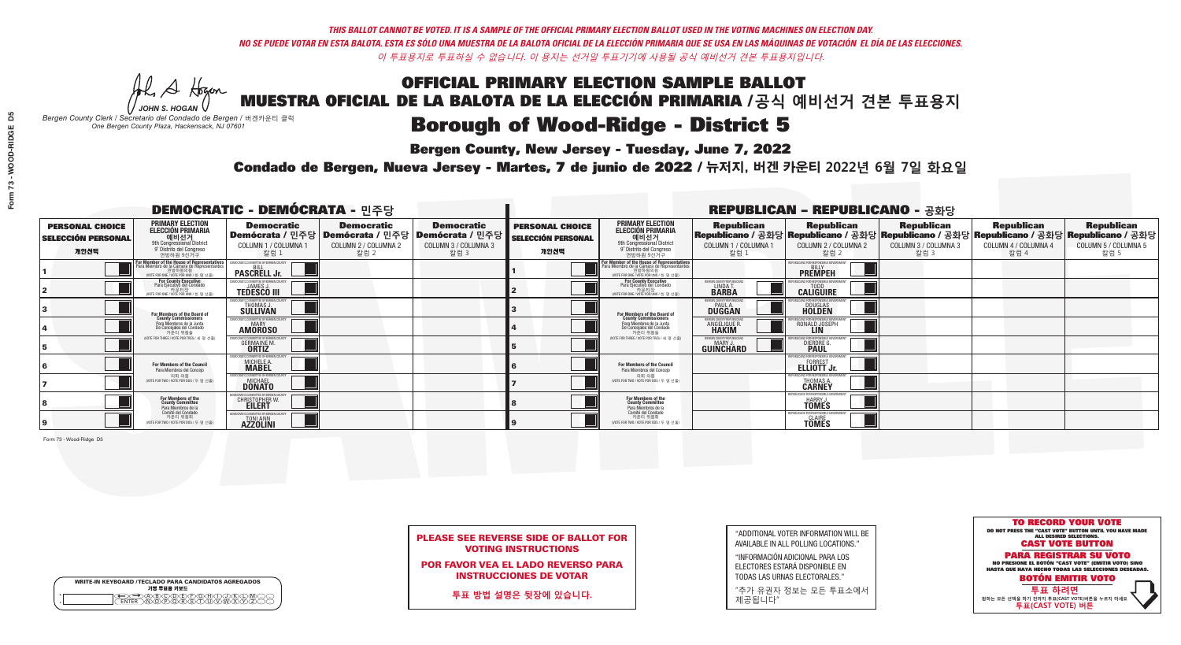*THIS BALLOT CANNOT BE VOTED. IT IS A SAMPLE OF THE OFFICIAL PRIMARY ELECTION BALLOT USED IN THE VOTING MACHINES ON ELECTION DAY.*
*NO SE PUEDE VOTAR EN ESTA BALOTA. ESTA ES SÓLO UNA MUESTRA DE LA BALOTA OFICIAL DE LA ELECCIÓN PRIMARIA QUE SE USA EN LAS MÁQUINAS DE VOTACIÓN EL DÍA DE LAS ELECCIONES.*
*이 투표용지로 투표하실 수 없습니다. 이 용지는 선거일 투표기기에 사용될 공식 예비선거 견본 투표용지입니다.*

JOHN S. HOGAN
*Bergen County Clerk / Secretario del Condado de Bergen / 버겐카운티 클럭*
*One Bergen County Plaza, Hackensack, NJ 07601*

# OFFICIAL PRIMARY ELECTION SAMPLE BALLOT
# MUESTRA OFICIAL DE LA BALOTA DE LA ELECCIÓN PRIMARIA /공식 예비선거 견본 투표용지

## Borough of Wood-Ridge - District 5

**Bergen County, New Jersey - Tuesday, June 7, 2022**

**Condado de Bergen, Nueva Jersey - Martes, 7 de junio de 2022 / 뉴저지, 버겐 카운티 2022년 6월 7일 화요일**

### DEMOCRATIC - DEMÓCRATA - 민주당

| PERSONAL CHOICE / SELECCIÓN PERSONAL / 개인선택 | PRIMARY ELECTION / ELECCIÓN PRIMARIA / 예비선거 (9th Congressional District / 9° Distrito del Congreso / 연방하원 9선거구) | Democratic / Demócrata / 민주당 COLUMN 1 / COLUMNA 1 / 칼럼 1 | Democratic / Demócrata / 민주당 COLUMN 2 / COLUMNA 2 / 칼럼 2 | Democratic / Demócrata / 민주당 COLUMN 3 / COLUMNA 3 / 칼럼 3 |
|---|---|---|---|---|
| 1 | For Member of the House of Representatives / Para Miembro de la Cámara de Representantes / 연방하원의원 (VOTE FOR ONE / VOTE POR UNO / 한 명 선출) | BILL PASCRELL Jr. | | |
| 2 | For County Executive / Para Ejecutivo del Condado / 카운티장 (VOTE FOR ONE / VOTE POR UNO / 한 명 선출) | JAMES J. TEDESCO III | | |
| 3 | For Members of the Board of County Commissioners / Para Miembros de la Junta De Concejales del Condado / 카운티 위원들 (VOTE FOR THREE / VOTE POR TRES / 세 명 선출) | THOMAS J. SULLIVAN | | |
| 4 | | MARY AMOROSO | | |
| 5 | | GERMAINE M. ORTIZ | | |
| 6 | For Members of the Council / Para Miembros del Concejo / 의회 의원 (VOTE FOR TWO / VOTE POR DOS / 두 명 선출) | MICHELE A. MABEL | | |
| 7 | | MICHAEL DONATO | | |
| 8 | For Members of the County Committee / Para Miembros de la Comité del Condado / 카운티 위원회 (VOTE FOR TWO / VOTE POR DOS / 두 명 선출) | CHRISTOPHER W. EILERT | | |
| 9 | | TONI ANN AZZOLINI | | |

### REPUBLICAN - REPUBLICANO - 공화당

| PERSONAL CHOICE / SELECCIÓN PERSONAL / 개인선택 | PRIMARY ELECTION / ELECCIÓN PRIMARIA / 예비선거 (9th Congressional District / 9° Distrito del Congreso / 연방하원 9선거구) | Republican / Republicano / 공화당 COLUMN 1 / COLUMNA 1 / 칼럼 1 | Republican / Republicano / 공화당 COLUMN 2 / COLUMNA 2 / 칼럼 2 | Republican / Republicano / 공화당 COLUMN 3 / COLUMNA 3 / 칼럼 3 | Republican / Republicano / 공화당 COLUMN 4 / COLUMNA 4 / 칼럼 4 | Republican / Republicano / 공화당 COLUMN 5 / COLUMNA 5 / 칼럼 5 |
|---|---|---|---|---|---|---|
| 1 | For Member of the House of Representatives / Para Miembro de la Cámara de Representantes / 연방하원의원 (VOTE FOR ONE / VOTE POR UNO / 한 명 선출) | | BILLY PREMPEH | | | |
| 2 | For County Executive / Para Ejecutivo del Condado / 카운티장 (VOTE FOR ONE / VOTE POR UNO / 한 명 선출) | LINDA T. BARBA | TODD CALIGUIRE | | | |
| 3 | For Members of the Board of County Commissioners / Para Miembros de la Junta De Concejales del Condado / 카운티 위원들 (VOTE FOR THREE / VOTE POR TRES / 세 명 선출) | PAUL A. DUGGAN | DOUGLAS HOLDEN | | | |
| 4 | | ANGELIQUE R. HAKIM | RONALD JOSEPH LIN | | | |
| 5 | | MARY J. GUINCHARD | DIERDRE G. PAUL | | | |
| 6 | For Members of the Council / Para Miembros del Concejo / 의회 의원 (VOTE FOR TWO / VOTE POR DOS / 두 명 선출) | | FORREST ELLIOTT Jr. | | | |
| 7 | | | THOMAS A. CARNEY | | | |
| 8 | For Members of the County Committee / Para Miembros de la Comité del Condado / 카운티 위원회 (VOTE FOR TWO / VOTE POR DOS / 두 명 선출) | | HARRY J. TOMES | | | |
| 9 | | | CLAIRE TOMES | | | |

Form 73 - Wood-Ridge D5

**PLEASE SEE REVERSE SIDE OF BALLOT FOR VOTING INSTRUCTIONS**

**POR FAVOR VEA EL LADO REVERSO PARA INSTRUCCIONES DE VOTAR**

**투표 방법 설명은 뒷장에 있습니다.**

"ADDITIONAL VOTER INFORMATION WILL BE AVAILABLE IN ALL POLLING LOCATIONS."

"INFORMACIÓN ADICIONAL PARA LOS ELECTORES ESTARÁ DISPONIBLE EN TODAS LAS URNAS ELECTORALES."

"추가 유권자 정보는 모든 투표소에서 제공됩니다"

WRITE-IN KEYBOARD /TECLADO PARA CANDIDATOS AGREGADOS
기명 투표용 키보드

**TO RECORD YOUR VOTE**
DO NOT PRESS THE "CAST VOTE" BUTTON UNTIL YOU HAVE MADE ALL DESIRED SELECTIONS.
**CAST VOTE BUTTON**

**PARA REGISTRAR SU VOTO**
NO PRESIONE EL BOTÓN "CAST VOTE" (EMITIR VOTO) SINO HASTA QUE HAYA HECHO TODAS LAS SELECCIONES DESEADAS.
**BOTÓN EMITIR VOTO**

**투표 하려면**
원하는 모든 선택을 하기 전까지 투표(CAST VOTE)버튼을 누르지 마세요
**투표(CAST VOTE) 버튼**